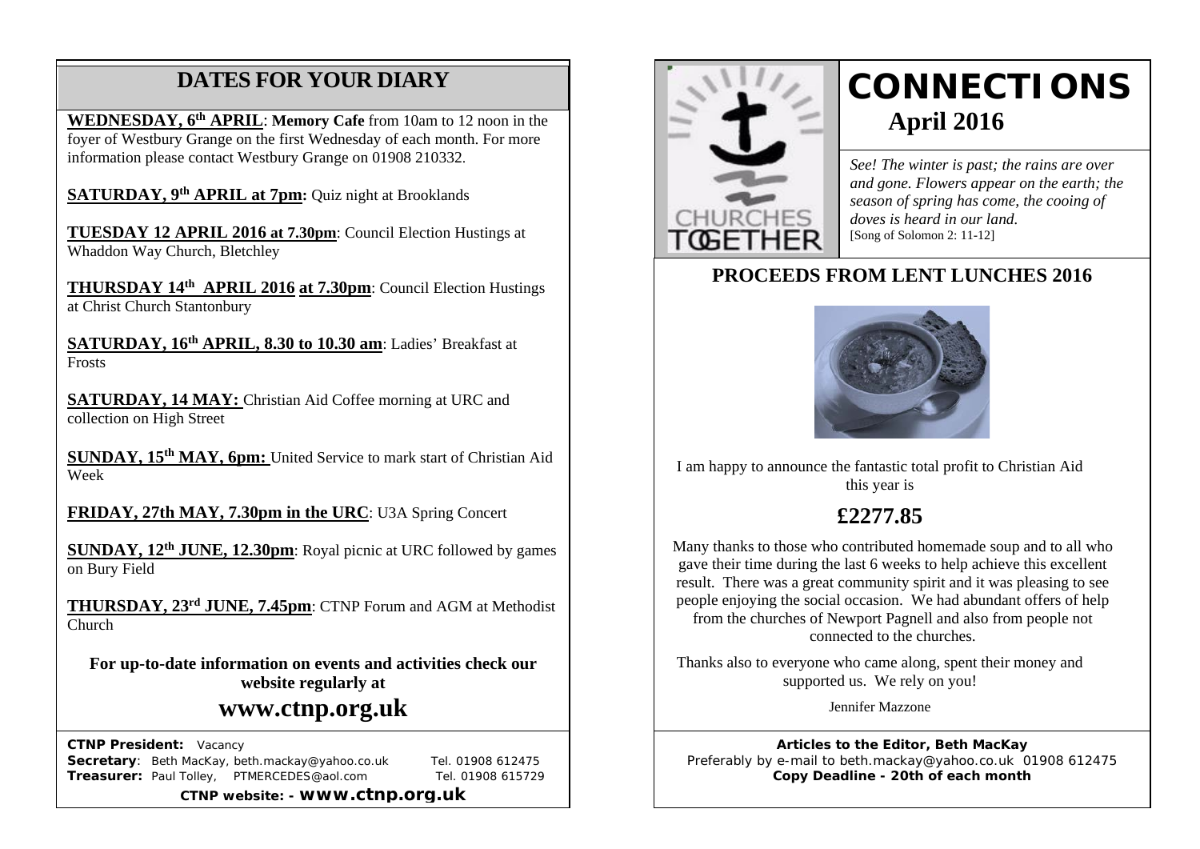## DATES FOR YOUR DIARY

**WEDNESDAY, 6th APRIL**: **Memory Cafe** from 10am to 12 noon in the foyer of Westbury Grange on the first Wednesday of each month. For more information please contact Westbury Grange on 01908 210332.

**SATURDAY, 9th APRIL at 7pm:** Quiz night at Brooklands

**TUESDAY 12 APRIL 2016 at 7.30pm**: Council Election Hustings at Whaddon Way Church, Bletchley

**THURSDAY 14th APRIL 2016 at 7.30pm**: Council Election Hustings at Christ Church Stantonbury

**SATURDAY, 16th APRIL, 8.30 to 10.30 am**: Ladies' Breakfast at Frosts

**SATURDAY, 14 MAY:** Christian Aid Coffee morning at URC and collection on High Street

**SUNDAY, 15th MAY, 6pm:** United Service to mark start of Christian Aid Week

**FRIDAY, 27th MAY, 7.30pm in the URC**: U3A Spring Concert

**SUNDAY, 12th JUNE, 12.30pm**: Royal picnic at URC followed by games on Bury Field

**THURSDAY, 23rd JUNE, 7.45pm**: CTNP Forum and AGM at Methodist Church

**For up-to-date information on events and activities check our website regularly at**

## www.ctnp.org.uk

**CTNP President:** Vacancy
**Secretary**: Beth MacKay, beth.mackay@yahoo.co.uk Tel. 01908 612475
**Treasurer:** Paul Tolley, PTMERCEDES@aol.com Tel. 01908 615729

**CTNP website: - www.ctnp.org.uk**

CHURCHES TOGETHER

# CONNECTIONS

## April 2016

*See! The winter is past; the rains are over and gone. Flowers appear on the earth; the season of spring has come, the cooing of doves is heard in our land.*
[Song of Solomon 2: 11-12]

## PROCEEDS FROM LENT LUNCHES 2016

I am happy to announce the fantastic total profit to Christian Aid this year is

## £2277.85

Many thanks to those who contributed homemade soup and to all who gave their time during the last 6 weeks to help achieve this excellent result. There was a great community spirit and it was pleasing to see people enjoying the social occasion. We had abundant offers of help from the churches of Newport Pagnell and also from people not connected to the churches.

Thanks also to everyone who came along, spent their money and supported us. We rely on you!

Jennifer Mazzone

**Articles to the Editor, Beth MacKay**
Preferably by e-mail to beth.mackay@yahoo.co.uk 01908 612475
**Copy Deadline - 20th of each month**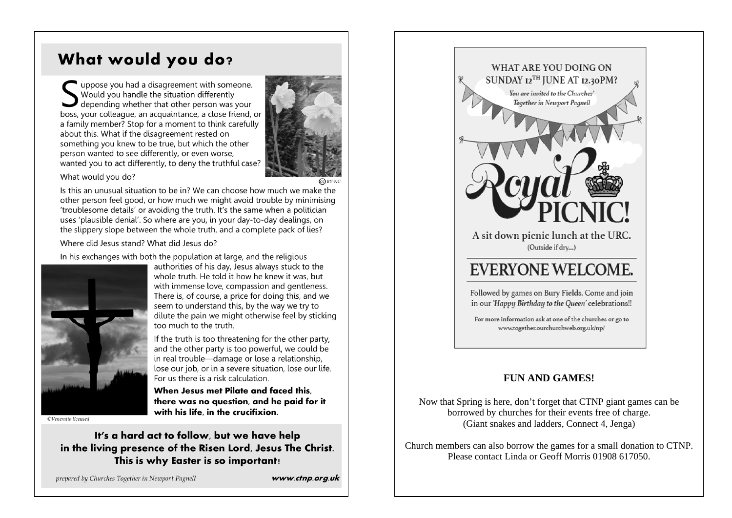# What would you do?

Suppose you had a disagreement with someone. Would you handle the situation differently depending whether that other person was your boss, your colleague, an acquaintance, a close friend, or a family member? Stop for a moment to think carefully about this. What if the disagreement rested on something you knew to be true, but which the other person wanted to see differently, or even worse, wanted you to act differently, to deny the truthful case?

What would you do?

Is this an unusual situation to be in? We can choose how much we make the other person feel good, or how much we might avoid trouble by minimising 'troublesome details' or avoiding the truth. It's the same when a politician uses 'plausible denial'. So where are you, in your day-to-day dealings, on the slippery slope between the whole truth, and a complete pack of lies?

Where did Jesus stand? What did Jesus do?

In his exchanges with both the population at large, and the religious authorities of his day, Jesus always stuck to the whole truth. He told it how he knew it was, but with immense love, compassion and gentleness. There is, of course, a price for doing this, and we seem to understand this, by the way we try to dilute the pain we might otherwise feel by sticking too much to the truth.

If the truth is too threatening for the other party, and the other party is too powerful, we could be in real trouble—damage or lose a relationship, lose our job, or in a severe situation, lose our life. For us there is a risk calculation.

**When Jesus met Pilate and faced this, there was no question, and he paid for it with his life, in the crucifixion.**

*©Veneratio licensed*

**It's a hard act to follow, but we have help in the living presence of the Risen Lord, Jesus The Christ. This is why Easter is so important!**

*prepared by Churches Together in Newport Pagnell* **www.ctnp.org.uk**

WHAT ARE YOU DOING ON SUNDAY 12TH JUNE AT 12.30PM?

*You are invited to the Churches' Together in Newport Pagnell*

# Royal PICNIC!

A sit down picnic lunch at the URC.
(Outside if dry...)

## EVERYONE WELCOME.

Followed by games on Bury Fields. Come and join in our *'Happy Birthday to the Queen'* celebrations!!

For more information ask at one of the churches or go to www.together.ourchurchweb.org.uk/np/

**FUN AND GAMES!**

Now that Spring is here, don't forget that CTNP giant games can be borrowed by churches for their events free of charge.
(Giant snakes and ladders, Connect 4, Jenga)

Church members can also borrow the games for a small donation to CTNP. Please contact Linda or Geoff Morris 01908 617050.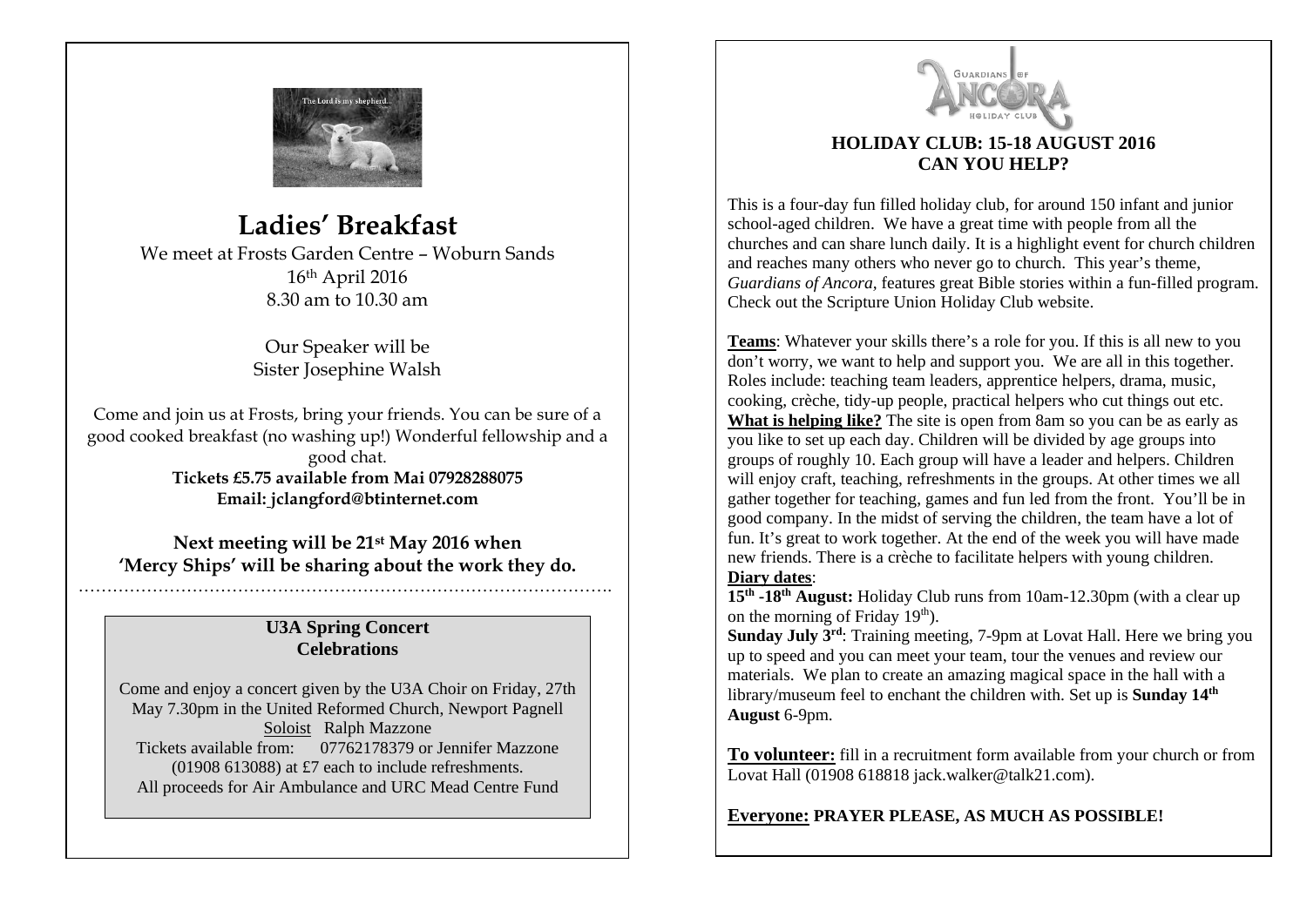# Ladies' Breakfast

We meet at Frosts Garden Centre – Woburn Sands
16th April 2016
8.30 am to 10.30 am

Our Speaker will be
Sister Josephine Walsh

Come and join us at Frosts, bring your friends. You can be sure of a good cooked breakfast (no washing up!) Wonderful fellowship and a good chat.

**Tickets £5.75 available from Mai 07928288075**
**Email: jclangford@btinternet.com**

**Next meeting will be 21st May 2016 when 'Mercy Ships' will be sharing about the work they do.**

---

**U3A Spring Concert**
**Celebrations**

Come and enjoy a concert given by the U3A Choir on Friday, 27th May 7.30pm in the United Reformed Church, Newport Pagnell
Soloist Ralph Mazzone
Tickets available from: 07762178379 or Jennifer Mazzone (01908 613088) at £7 each to include refreshments.
All proceeds for Air Ambulance and URC Mead Centre Fund

---

Guardians of Ancora Holiday Club

## HOLIDAY CLUB: 15-18 AUGUST 2016
## CAN YOU HELP?

This is a four-day fun filled holiday club, for around 150 infant and junior school-aged children. We have a great time with people from all the churches and can share lunch daily. It is a highlight event for church children and reaches many others who never go to church. This year's theme, *Guardians of Ancora,* features great Bible stories within a fun-filled program. Check out the Scripture Union Holiday Club website.

**Teams**: Whatever your skills there's a role for you. If this is all new to you don't worry, we want to help and support you. We are all in this together. Roles include: teaching team leaders, apprentice helpers, drama, music, cooking, crèche, tidy-up people, practical helpers who cut things out etc.

**What is helping like?** The site is open from 8am so you can be as early as you like to set up each day. Children will be divided by age groups into groups of roughly 10. Each group will have a leader and helpers. Children will enjoy craft, teaching, refreshments in the groups. At other times we all gather together for teaching, games and fun led from the front. You'll be in good company. In the midst of serving the children, the team have a lot of fun. It's great to work together. At the end of the week you will have made new friends. There is a crèche to facilitate helpers with young children.

**Diary dates**:

**15th -18th August:** Holiday Club runs from 10am-12.30pm (with a clear up on the morning of Friday 19th).

**Sunday July 3rd**: Training meeting, 7-9pm at Lovat Hall. Here we bring you up to speed and you can meet your team, tour the venues and review our materials. We plan to create an amazing magical space in the hall with a library/museum feel to enchant the children with. Set up is **Sunday 14th August** 6-9pm.

**To volunteer:** fill in a recruitment form available from your church or from Lovat Hall (01908 618818 jack.walker@talk21.com).

**Everyone: PRAYER PLEASE, AS MUCH AS POSSIBLE!**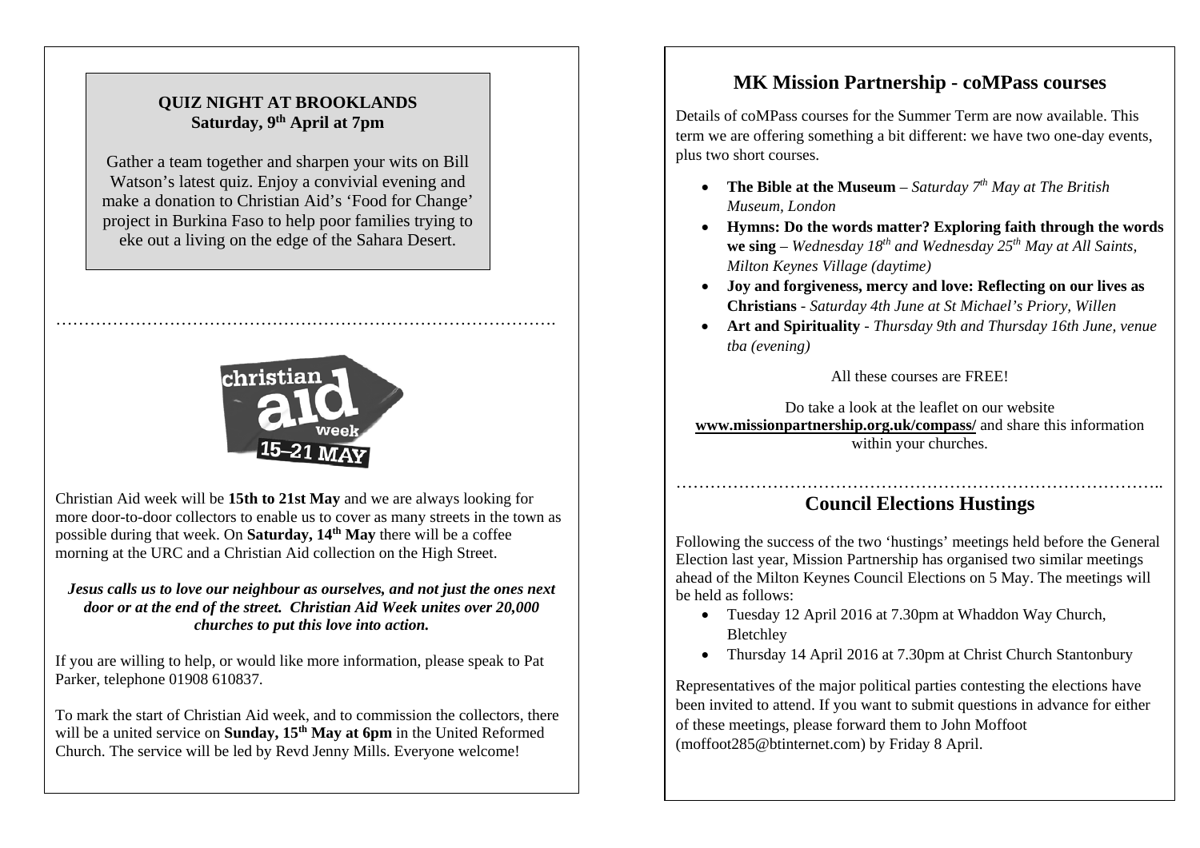**QUIZ NIGHT AT BROOKLANDS**
**Saturday, 9th April at 7pm**

Gather a team together and sharpen your wits on Bill Watson's latest quiz. Enjoy a convivial evening and make a donation to Christian Aid's 'Food for Change' project in Burkina Faso to help poor families trying to eke out a living on the edge of the Sahara Desert.

……………………………………………………………………………….

christian aid week 15–21 MAY

Christian Aid week will be **15th to 21st May** and we are always looking for more door-to-door collectors to enable us to cover as many streets in the town as possible during that week. On **Saturday, 14th May** there will be a coffee morning at the URC and a Christian Aid collection on the High Street.

***Jesus calls us to love our neighbour as ourselves, and not just the ones next door or at the end of the street. Christian Aid Week unites over 20,000 churches to put this love into action.***

If you are willing to help, or would like more information, please speak to Pat Parker, telephone 01908 610837.

To mark the start of Christian Aid week, and to commission the collectors, there will be a united service on **Sunday, 15th May at 6pm** in the United Reformed Church. The service will be led by Revd Jenny Mills. Everyone welcome!

## MK Mission Partnership - coMPass courses

Details of coMPass courses for the Summer Term are now available. This term we are offering something a bit different: we have two one-day events, plus two short courses.

- **The Bible at the Museum** – *Saturday 7th May at The British Museum, London*
- **Hymns: Do the words matter? Exploring faith through the words we sing** – *Wednesday 18th and Wednesday 25th May at All Saints, Milton Keynes Village (daytime)*
- **Joy and forgiveness, mercy and love: Reflecting on our lives as Christians** - *Saturday 4th June at St Michael's Priory, Willen*
- **Art and Spirituality** - *Thursday 9th and Thursday 16th June, venue tba (evening)*

All these courses are FREE!

Do take a look at the leaflet on our website **www.missionpartnership.org.uk/compass/** and share this information within your churches.

………………………………………………………………………………..

## Council Elections Hustings

Following the success of the two 'hustings' meetings held before the General Election last year, Mission Partnership has organised two similar meetings ahead of the Milton Keynes Council Elections on 5 May. The meetings will be held as follows:

- Tuesday 12 April 2016 at 7.30pm at Whaddon Way Church, Bletchley
- Thursday 14 April 2016 at 7.30pm at Christ Church Stantonbury

Representatives of the major political parties contesting the elections have been invited to attend. If you want to submit questions in advance for either of these meetings, please forward them to John Moffoot (moffoot285@btinternet.com) by Friday 8 April.